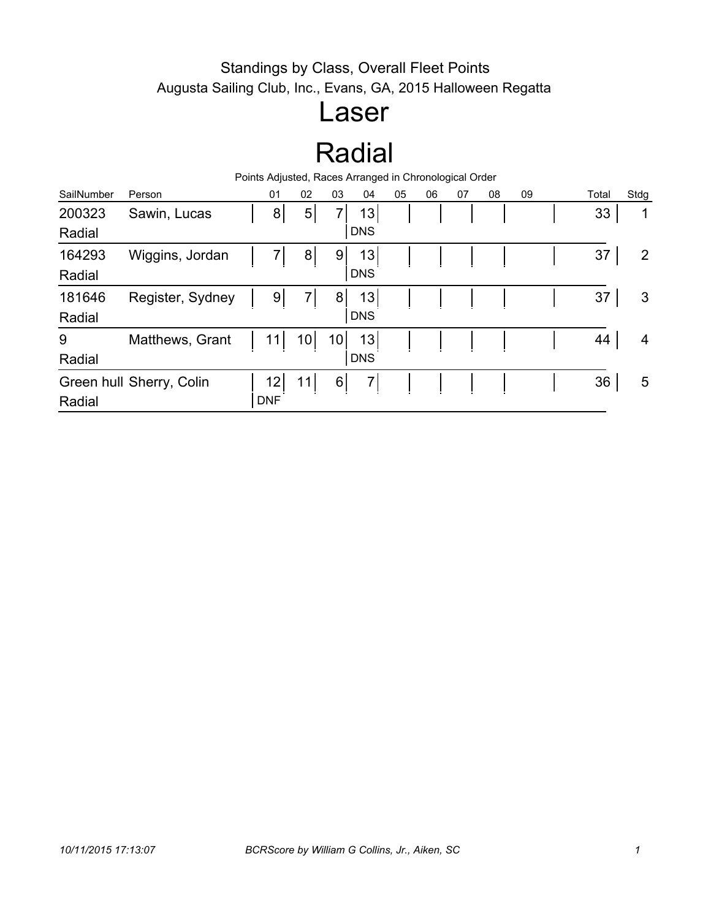Standings by Class, Overall Fleet Points

Augusta Sailing Club, Inc., Evans, GA, 2015 Halloween Regatta

# Laser

# Radial

Points Adjusted, Races Arranged in Chronological Order

| SailNumber | Person | 01 | 02 | 03 | 04 | 05 | 06 | 07 | 08 | 09 | Total | Stdg |
|---|---|---|---|---|---|---|---|---|---|---|---|---|
| 200323<br>Radial | Sawin, Lucas | 8 | 5 | 7 | 13<br>DNS | | | | | | 33 | 1 |
| 164293<br>Radial | Wiggins, Jordan | 7 | 8 | 9 | 13<br>DNS | | | | | | 37 | 2 |
| 181646<br>Radial | Register, Sydney | 9 | 7 | 8 | 13<br>DNS | | | | | | 37 | 3 |
| 9<br>Radial | Matthews, Grant | 11 | 10 | 10 | 13<br>DNS | | | | | | 44 | 4 |
| Green hull<br>Radial | Sherry, Colin | 12<br>DNF | 11 | 6 | 7 | | | | | | 36 | 5 |

*10/11/2015 17:13:07* *BCRScore by William G Collins, Jr., Aiken, SC*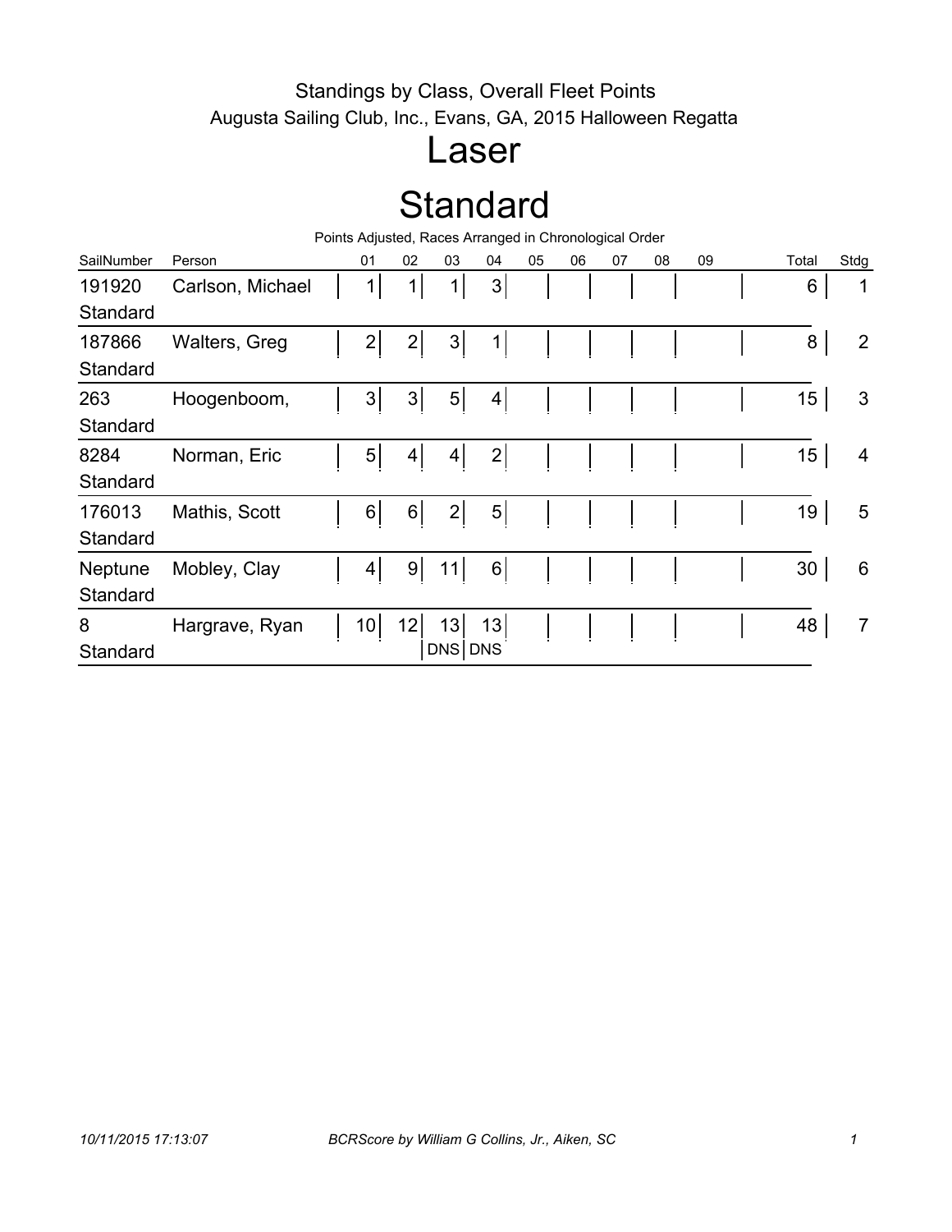Standings by Class, Overall Fleet Points

Augusta Sailing Club, Inc., Evans, GA, 2015 Halloween Regatta

# Laser

# Standard

Points Adjusted, Races Arranged in Chronological Order

| SailNumber | Person | 01 | 02 | 03 | 04 | 05 | 06 | 07 | 08 | 09 | Total | Stdg |
|---|---|---|---|---|---|---|---|---|---|---|---|---|
| 191920 Standard | Carlson, Michael | 1 | 1 | 1 | 3 | | | | | | 6 | 1 |
| 187866 Standard | Walters, Greg | 2 | 2 | 3 | 1 | | | | | | 8 | 2 |
| 263 Standard | Hoogenboom, | 3 | 3 | 5 | 4 | | | | | | 15 | 3 |
| 8284 Standard | Norman, Eric | 5 | 4 | 4 | 2 | | | | | | 15 | 4 |
| 176013 Standard | Mathis, Scott | 6 | 6 | 2 | 5 | | | | | | 19 | 5 |
| Neptune Standard | Mobley, Clay | 4 | 9 | 11 | 6 | | | | | | 30 | 6 |
| 8 Standard | Hargrave, Ryan | 10 | 12 | 13 DNS | 13 DNS | | | | | | 48 | 7 |

10/11/2015 17:13:07 BCRScore by William G Collins, Jr., Aiken, SC